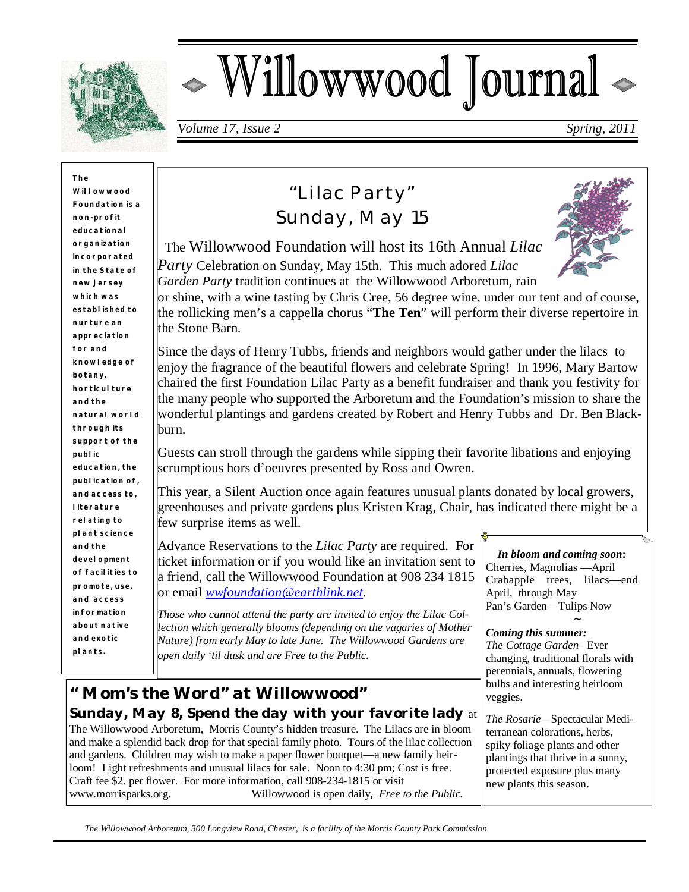# Willowwood Journal

*Volume 17, Issue 2* *Spring, 2011*

**The Willowwood Foundation is a non-profit educational organization incorporated in the State of new Jersey which was established to nurture an appreciation for and knowledge of botany, horticulture and the natural world through its support of the public education, the publication of, and access to, literature relating to plant science and the development of facilities to promote, use, and access information about native and exotic plants.**

## "Lilac Party" Sunday, May 15

The Willowwood Foundation will host its 16th Annual *Lilac Party* Celebration on Sunday, May 15th. This much adored *Lilac Garden Party* tradition continues at the Willowwood Arboretum, rain or shine, with a wine tasting by Chris Cree, 56 degree wine, under our tent and of course, the rollicking men's a cappella chorus "**The Ten**" will perform their diverse repertoire in the Stone Barn.

Since the days of Henry Tubbs, friends and neighbors would gather under the lilacs to enjoy the fragrance of the beautiful flowers and celebrate Spring! In 1996, Mary Bartow chaired the first Foundation Lilac Party as a benefit fundraiser and thank you festivity for the many people who supported the Arboretum and the Foundation's mission to share the wonderful plantings and gardens created by Robert and Henry Tubbs and Dr. Ben Blackburn.

Guests can stroll through the gardens while sipping their favorite libations and enjoying scrumptious hors d'oeuvres presented by Ross and Owren.

This year, a Silent Auction once again features unusual plants donated by local growers, greenhouses and private gardens plus Kristen Krag, Chair, has indicated there might be a few surprise items as well.

Advance Reservations to the *Lilac Party* are required. For ticket information or if you would like an invitation sent to a friend, call the Willowwood Foundation at 908 234 1815 or email *wwfoundation@earthlink.net*.

*Those who cannot attend the party are invited to enjoy the Lilac Collection which generally blooms (depending on the vagaries of Mother Nature) from early May to late June. The Willowwood Gardens are open daily 'til dusk and are Free to the Public.*

***In bloom and coming soon*:**
Cherries, Magnolias —April
Crabapple trees, lilacs—end April, through May
Pan's Garden—Tulips Now

~

***Coming this summer:***
*The Cottage Garden*– Ever changing, traditional florals with perennials, annuals, flowering bulbs and interesting heirloom veggies.

*The Rosarie*—Spectacular Mediterranean colorations, herbs, spiky foliage plants and other plantings that thrive in a sunny, protected exposure plus many new plants this season.

## "Mom's the Word" at Willowwood

**Sunday, May 8, Spend the day with your favorite lady** at The Willowwood Arboretum, Morris County's hidden treasure. The Lilacs are in bloom and make a splendid back drop for that special family photo. Tours of the lilac collection and gardens. Children may wish to make a paper flower bouquet—a new family heirloom! Light refreshments and unusual lilacs for sale. Noon to 4:30 pm; Cost is free. Craft fee $2. per flower. For more information, call 908-234-1815 or visit www.morrisparks.org. Willowwood is open daily, *Free to the Public.*

*The Willowwood Arboretum, 300 Longview Road, Chester, is a facility of the Morris County Park Commission*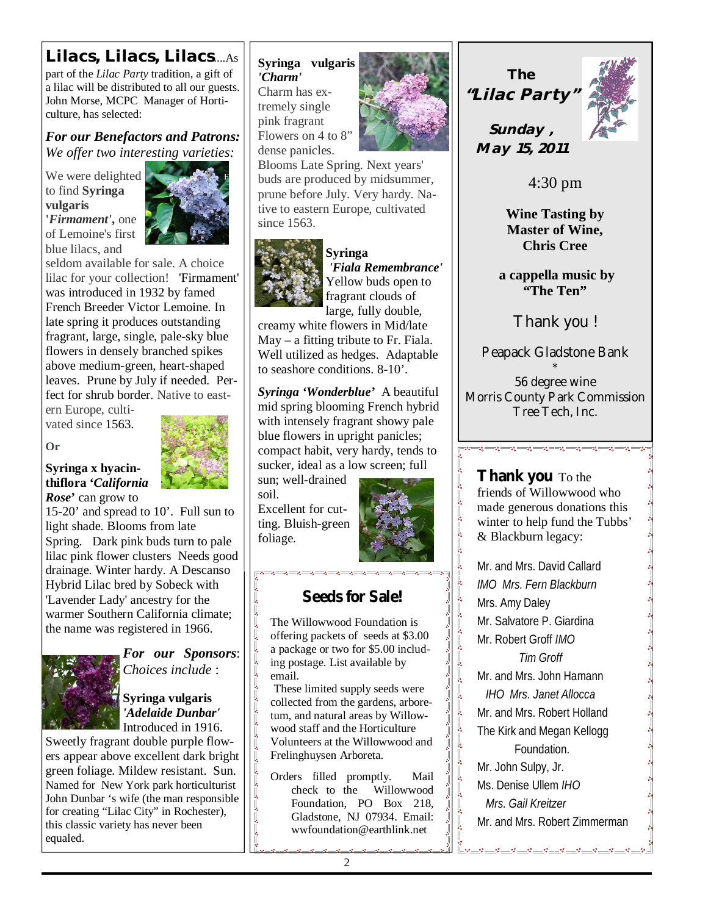## Lilacs, Lilacs, Lilacs...

As part of the *Lilac Party* tradition, a gift of a lilac will be distributed to all our guests. John Morse, MCPC Manager of Horticulture, has selected:

### *For our Benefactors and Patrons:*

*We offer two interesting varieties:*

We were delighted to find **Syringa vulgaris '*Firmament*',** one of Lemoine's first blue lilacs, and seldom available for sale. A choice lilac for your collection! 'Firmament' was introduced in 1932 by famed French Breeder Victor Lemoine. In late spring it produces outstanding fragrant, large, single, pale-sky blue flowers in densely branched spikes above medium-green, heart-shaped leaves. Prune by July if needed. Perfect for shrub border. Native to eastern Europe, cultivated since 1563.

**Or**

**Syringa x hyacinthiflora '*California Rose*'** can grow to 15-20' and spread to 10'. Full sun to light shade. Blooms from late Spring. Dark pink buds turn to pale lilac pink flower clusters Needs good drainage. Winter hardy. A Descanso Hybrid Lilac bred by Sobeck with 'Lavender Lady' ancestry for the warmer Southern California climate; the name was registered in 1966.

### *For our Sponsors*:

*Choices include* :

**Syringa vulgaris *'Adelaide Dunbar'*** Introduced in 1916. Sweetly fragrant double purple flowers appear above excellent dark bright green foliage. Mildew resistant. Sun. Named for New York park horticulturist John Dunbar 's wife (the man responsible for creating "Lilac City" in Rochester), this classic variety has never been equaled.

**Syringa vulgaris *'Charm'*** Charm has extremely single pink fragrant Flowers on 4 to 8" dense panicles. Blooms Late Spring. Next years' buds are produced by midsummer, prune before July. Very hardy. Native to eastern Europe, cultivated since 1563.

**Syringa *'Fiala Remembrance'*** Yellow buds open to fragrant clouds of large, fully double, creamy white flowers in Mid/late May – a fitting tribute to Fr. Fiala. Well utilized as hedges. Adaptable to seashore conditions. 8-10'.

***Syringa 'Wonderblue'*** A beautiful mid spring blooming French hybrid with intensely fragrant showy pale blue flowers in upright panicles; compact habit, very hardy, tends to sucker, ideal as a low screen; full sun; well-drained soil. Excellent for cutting. Bluish-green foliage.

## Seeds for Sale!

The Willowwood Foundation is offering packets of seeds at $3.00 a package or two for $5.00 including postage. List available by email.

These limited supply seeds were collected from the gardens, arboretum, and natural areas by Willowwood staff and the Horticulture Volunteers at the Willowwood and Frelinghuysen Arboreta.

Orders filled promptly. Mail check to the Willowwood Foundation, PO Box 218, Gladstone, NJ 07934. Email: wwfoundation@earthlink.net

## The *"Lilac Party"*

***Sunday , May 15, 2011***

4:30 pm

**Wine Tasting by Master of Wine, Chris Cree**

**a cappella music by "The Ten"**

Thank you !

Peapack Gladstone Bank

*

56 degree wine

Morris County Park Commission

Tree Tech, Inc.

## Thank you

To the friends of Willowwood who made generous donations this winter to help fund the Tubbs' & Blackburn legacy:

Mr. and Mrs. David Callard
*IMO Mrs. Fern Blackburn*
Mrs. Amy Daley
Mr. Salvatore P. Giardina
Mr. Robert Groff *IMO Tim Groff*
Mr. and Mrs. John Hamann
*IHO Mrs. Janet Allocca*
Mr. and Mrs. Robert Holland
The Kirk and Megan Kellogg Foundation.
Mr. John Sulpy, Jr.
Ms. Denise Ullem *IHO Mrs. Gail Kreitzer*
Mr. and Mrs. Robert Zimmerman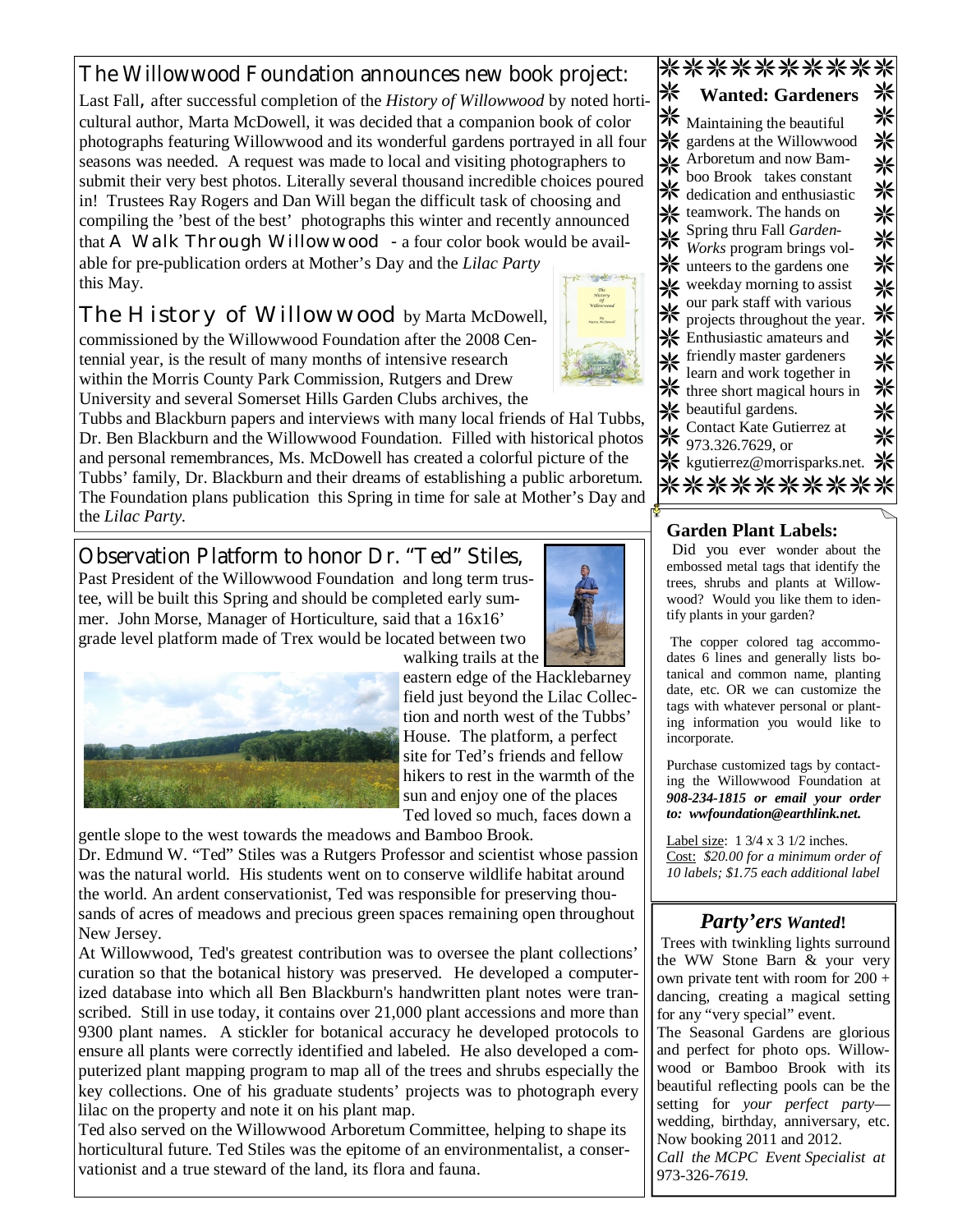## The Willowwood Foundation announces new book project:

Last Fall, after successful completion of the *History of Willowwood* by noted horticultural author, Marta McDowell, it was decided that a companion book of color photographs featuring Willowwood and its wonderful gardens portrayed in all four seasons was needed. A request was made to local and visiting photographers to submit their very best photos. Literally several thousand incredible choices poured in! Trustees Ray Rogers and Dan Will began the difficult task of choosing and compiling the 'best of the best' photographs this winter and recently announced that A Walk Through Willowwood - a four color book would be available for pre-publication orders at Mother's Day and the *Lilac Party* this May.

**The History of Willowwood** by Marta McDowell, commissioned by the Willowwood Foundation after the 2008 Centennial year, is the result of many months of intensive research within the Morris County Park Commission, Rutgers and Drew University and several Somerset Hills Garden Clubs archives, the Tubbs and Blackburn papers and interviews with many local friends of Hal Tubbs, Dr. Ben Blackburn and the Willowwood Foundation. Filled with historical photos and personal remembrances, Ms. McDowell has created a colorful picture of the Tubbs' family, Dr. Blackburn and their dreams of establishing a public arboretum. The Foundation plans publication this Spring in time for sale at Mother's Day and the *Lilac Party*.

## Observation Platform to honor Dr. "Ted" Stiles,

Past President of the Willowwood Foundation and long term trustee, will be built this Spring and should be completed early summer. John Morse, Manager of Horticulture, said that a 16x16' grade level platform made of Trex would be located between two walking trails at the eastern edge of the Hacklebarney field just beyond the Lilac Collection and north west of the Tubbs' House. The platform, a perfect site for Ted's friends and fellow hikers to rest in the warmth of the sun and enjoy one of the places Ted loved so much, faces down a gentle slope to the west towards the meadows and Bamboo Brook.

Dr. Edmund W. "Ted" Stiles was a Rutgers Professor and scientist whose passion was the natural world. His students went on to conserve wildlife habitat around the world. An ardent conservationist, Ted was responsible for preserving thousands of acres of meadows and precious green spaces remaining open throughout New Jersey.

At Willowwood, Ted's greatest contribution was to oversee the plant collections' curation so that the botanical history was preserved. He developed a computerized database into which all Ben Blackburn's handwritten plant notes were transcribed. Still in use today, it contains over 21,000 plant accessions and more than 9300 plant names. A stickler for botanical accuracy he developed protocols to ensure all plants were correctly identified and labeled. He also developed a computerized plant mapping program to map all of the trees and shrubs especially the key collections. One of his graduate students' projects was to photograph every lilac on the property and note it on his plant map.

Ted also served on the Willowwood Arboretum Committee, helping to shape its horticultural future. Ted Stiles was the epitome of an environmentalist, a conservationist and a true steward of the land, its flora and fauna.

## Wanted: Gardeners

Maintaining the beautiful gardens at the Willowwood Arboretum and now Bamboo Brook takes constant dedication and enthusiastic teamwork. The hands on Spring thru Fall *Garden-Works* program brings volunteers to the gardens one weekday morning to assist our park staff with various projects throughout the year. Enthusiastic amateurs and friendly master gardeners learn and work together in three short magical hours in beautiful gardens.

Contact Kate Gutierrez at 973.326.7629, or kgutierrez@morrisparks.net.

## Garden Plant Labels:

Did you ever wonder about the embossed metal tags that identify the trees, shrubs and plants at Willowwood? Would you like them to identify plants in your garden?

The copper colored tag accommodates 6 lines and generally lists botanical and common name, planting date, etc. OR we can customize the tags with whatever personal or planting information you would like to incorporate.

Purchase customized tags by contacting the Willowwood Foundation at ***908-234-1815 or email your order to: wwfoundation@earthlink.net.***

Label size: 1 3/4 x 3 1/2 inches.
Cost: *$20.00 for a minimum order of 10 labels; $1.75 each additional label*

## *Party'ers Wanted*!

Trees with twinkling lights surround the WW Stone Barn & your very own private tent with room for 200 + dancing, creating a magical setting for any "very special" event.

The Seasonal Gardens are glorious and perfect for photo ops. Willowwood or Bamboo Brook with its beautiful reflecting pools can be the setting for *your perfect party*—wedding, birthday, anniversary, etc. Now booking 2011 and 2012.

*Call the MCPC Event Specialist at* 973-326-*7619.*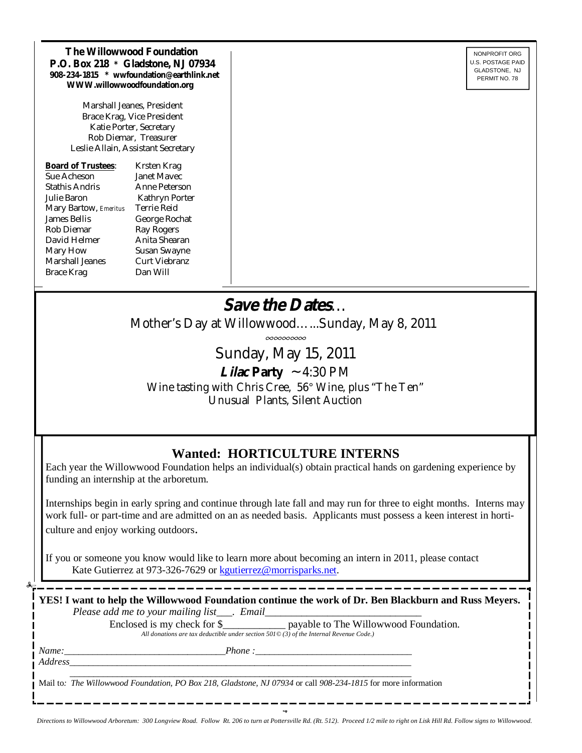**The Willowwood Foundation**
**P.O. Box 218 * Gladstone, NJ 07934**
**908-234-1815 * wwfoundation@earthlink.net**
**WWW.willowwoodfoundation.org**

Marshall Jeanes, President
Brace Krag, Vice President
Katie Porter, Secretary
Rob Diemar, Treasurer
Leslie Allain, Assistant Secretary

**Board of Trustees**:
Sue Acheson
Stathis Andris
Julie Baron
Mary Bartow, *Emeritus*
James Bellis
Rob Diemar
David Helmer
Mary How
Marshall Jeanes
Brace Krag
Krsten Krag
Janet Mavec
Anne Peterson
Kathryn Porter
Terrie Reid
George Rochat
Ray Rogers
Anita Shearan
Susan Swayne
Curt Viebranz
Dan Will

NONPROFIT ORG
U.S. POSTAGE PAID
GLADSTONE, NJ
PERMIT NO. 78

## *Save the Dates*…

Mother's Day at Willowwood…...Sunday, May 8, 2011

∞∞∞∞∞∞∞∞∞

Sunday, May 15, 2011

***Lilac* Party** ~ 4:30 PM

Wine tasting with Chris Cree, 56° Wine, plus "The Ten"
Unusual Plants, Silent Auction

## Wanted: HORTICULTURE INTERNS

Each year the Willowwood Foundation helps an individual(s) obtain practical hands on gardening experience by funding an internship at the arboretum.

Internships begin in early spring and continue through late fall and may run for three to eight months. Interns may work full- or part-time and are admitted on an as needed basis. Applicants must possess a keen interest in horticulture and enjoy working outdoors.

If you or someone you know would like to learn more about becoming an intern in 2011, please contact Kate Gutierrez at 973-326-7629 or kgutierrez@morrisparks.net.

**YES! I want to help the Willowwood Foundation continue the work of Dr. Ben Blackburn and Russ Meyers.**

*Please add me to your mailing list___. Email_______________________________*

Enclosed is my check for $____________ payable to The Willowwood Foundation.

*All donations are tax deductible under section 501© (3) of the Internal Revenue Code.)*

*Name:*_________________________________*Phone :*________________________________

*Address*________________________________________________________________________

________________________________________________________________________

Mail to*: The Willowwood Foundation, PO Box 218, Gladstone, NJ 07934* or call *908-234-1815* for more information

*Directions to Willowwood Arboretum: 300 Longview Road. Follow Rt. 206 to turn at Pottersville Rd. (Rt. 512). Proceed 1/2 mile to right on Lisk Hill Rd. Follow signs to Willowwood.*